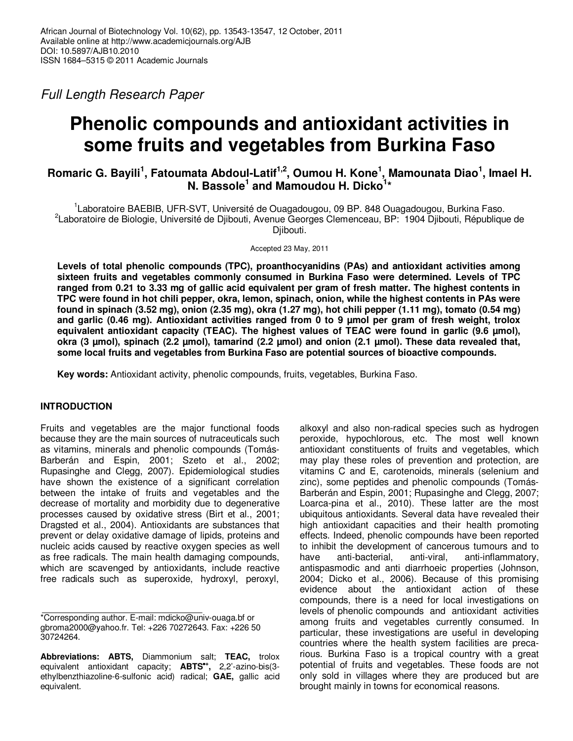*Full Length Research Paper*

# Phenolic compounds and antioxidant activities in some fruits and vegetables from Burkina Faso

**Romaric G. Bayili[1], Fatoumata Abdoul-Latif[1,2], Oumou H. Kone[1], Mamounata Diao[1], Imael H. N. Bassole[1] and Mamoudou H. Dicko[1]***

[1]Laboratoire BAEBIB, UFR-SVT, Université de Ouagadougou, 09 BP. 848 Ouagadougou, Burkina Faso.
[2]Laboratoire de Biologie, Université de Djibouti, Avenue Georges Clemenceau, BP: 1904 Djibouti, République de Djibouti.

Accepted 23 May, 2011

**Levels of total phenolic compounds (TPC), proanthocyanidins (PAs) and antioxidant activities among sixteen fruits and vegetables commonly consumed in Burkina Faso were determined. Levels of TPC ranged from 0.21 to 3.33 mg of gallic acid equivalent per gram of fresh matter. The highest contents in TPC were found in hot chili pepper, okra, lemon, spinach, onion, while the highest contents in PAs were found in spinach (3.52 mg), onion (2.35 mg), okra (1.27 mg), hot chili pepper (1.11 mg), tomato (0.54 mg) and garlic (0.46 mg). Antioxidant activities ranged from 0 to 9 µmol per gram of fresh weight, trolox equivalent antioxidant capacity (TEAC). The highest values of TEAC were found in garlic (9.6 µmol), okra (3 µmol), spinach (2.2 µmol), tamarind (2.2 µmol) and onion (2.1 µmol). These data revealed that, some local fruits and vegetables from Burkina Faso are potential sources of bioactive compounds.**

**Key words:** Antioxidant activity, phenolic compounds, fruits, vegetables, Burkina Faso.

## INTRODUCTION

Fruits and vegetables are the major functional foods because they are the main sources of nutraceuticals such as vitamins, minerals and phenolic compounds (Tomás-Barberán and Espin, 2001; Szeto et al., 2002; Rupasinghe and Clegg, 2007). Epidemiological studies have shown the existence of a significant correlation between the intake of fruits and vegetables and the decrease of mortality and morbidity due to degenerative processes caused by oxidative stress (Birt et al., 2001; Dragsted et al., 2004). Antioxidants are substances that prevent or delay oxidative damage of lipids, proteins and nucleic acids caused by reactive oxygen species as well as free radicals. The main health damaging compounds, which are scavenged by antioxidants, include reactive free radicals such as superoxide, hydroxyl, peroxyl, alkoxyl and also non-radical species such as hydrogen peroxide, hypochlorous, etc. The most well known antioxidant constituents of fruits and vegetables, which may play these roles of prevention and protection, are vitamins C and E, carotenoids, minerals (selenium and zinc), some peptides and phenolic compounds (Tomás-Barberán and Espin, 2001; Rupasinghe and Clegg, 2007; Loarca-pina et al., 2010). These latter are the most ubiquitous antioxidants. Several data have revealed their high antioxidant capacities and their health promoting effects. Indeed, phenolic compounds have been reported to inhibit the development of cancerous tumours and to have anti-bacterial, anti-viral, anti-inflammatory, antispasmodic and anti diarrhoeic properties (Johnson, 2004; Dicko et al., 2006). Because of this promising evidence about the antioxidant action of these compounds, there is a need for local investigations on levels of phenolic compounds and antioxidant activities among fruits and vegetables currently consumed. In particular, these investigations are useful in developing countries where the health system facilities are precarious. Burkina Faso is a tropical country with a great potential of fruits and vegetables. These foods are not only sold in villages where they are produced but are brought mainly in towns for economical reasons.

*Corresponding author. E-mail: mdicko@univ-ouaga.bf or gbroma2000@yahoo.fr. Tel: +226 70272643. Fax: +226 50 30724264.

**Abbreviations: ABTS,** Diammonium salt; **TEAC,** trolox equivalent antioxidant capacity; **ABTS$^{\bullet+}$,** 2,2'-azino-bis(3-ethylbenzthiazoline-6-sulfonic acid) radical; **GAE,** gallic acid equivalent.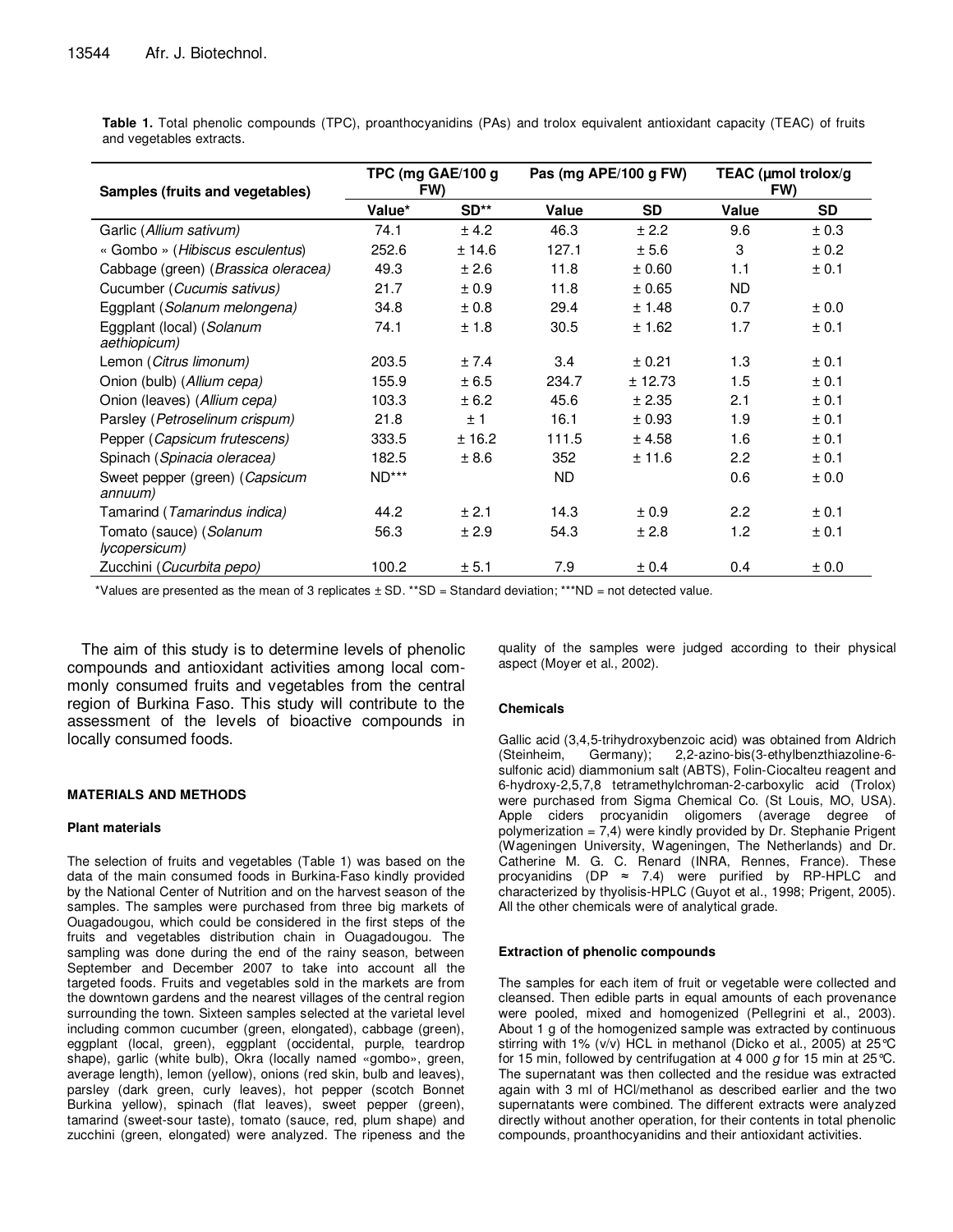**Table 1.** Total phenolic compounds (TPC), proanthocyanidins (PAs) and trolox equivalent antioxidant capacity (TEAC) of fruits and vegetables extracts.

| Samples (fruits and vegetables) | TPC (mg GAE/100 g FW) | | Pas (mg APE/100 g FW) | | TEAC (µmol trolox/g FW) | |
|---|---|---|---|---|---|---|
| | Value* | SD** | Value | SD | Value | SD |
| Garlic (*Allium sativum*) | 74.1 | ± 4.2 | 46.3 | ± 2.2 | 9.6 | ± 0.3 |
| « Gombo » (*Hibiscus esculentus*) | 252.6 | ± 14.6 | 127.1 | ± 5.6 | 3 | ± 0.2 |
| Cabbage (green) (*Brassica oleracea)* | 49.3 | ± 2.6 | 11.8 | ± 0.60 | 1.1 | ± 0.1 |
| Cucumber (*Cucumis sativus)* | 21.7 | ± 0.9 | 11.8 | ± 0.65 | ND | |
| Eggplant (*Solanum melongena)* | 34.8 | ± 0.8 | 29.4 | ± 1.48 | 0.7 | ± 0.0 |
| Eggplant (local) (*Solanum aethiopicum)* | 74.1 | ± 1.8 | 30.5 | ± 1.62 | 1.7 | ± 0.1 |
| Lemon (*Citrus limonum)* | 203.5 | ± 7.4 | 3.4 | ± 0.21 | 1.3 | ± 0.1 |
| Onion (bulb) (*Allium cepa)* | 155.9 | ± 6.5 | 234.7 | ± 12.73 | 1.5 | ± 0.1 |
| Onion (leaves) (*Allium cepa)* | 103.3 | ± 6.2 | 45.6 | ± 2.35 | 2.1 | ± 0.1 |
| Parsley (*Petroselinum crispum)* | 21.8 | ± 1 | 16.1 | ± 0.93 | 1.9 | ± 0.1 |
| Pepper (*Capsicum frutescens*) | 333.5 | ± 16.2 | 111.5 | ± 4.58 | 1.6 | ± 0.1 |
| Spinach (*Spinacia oleracea)* | 182.5 | ± 8.6 | 352 | ± 11.6 | 2.2 | ± 0.1 |
| Sweet pepper (green) (*Capsicum annuum)* | ND*** | | ND | | 0.6 | ± 0.0 |
| Tamarind (*Tamarindus indica)* | 44.2 | ± 2.1 | 14.3 | ± 0.9 | 2.2 | ± 0.1 |
| Tomato (sauce) (*Solanum lycopersicum)* | 56.3 | ± 2.9 | 54.3 | ± 2.8 | 1.2 | ± 0.1 |
| Zucchini (*Cucurbita pepo)* | 100.2 | ± 5.1 | 7.9 | ± 0.4 | 0.4 | ± 0.0 |

*Values are presented as the mean of 3 replicates ± SD. **SD = Standard deviation; ***ND = not detected value.

The aim of this study is to determine levels of phenolic compounds and antioxidant activities among local commonly consumed fruits and vegetables from the central region of Burkina Faso. This study will contribute to the assessment of the levels of bioactive compounds in locally consumed foods.

## MATERIALS AND METHODS

### Plant materials

The selection of fruits and vegetables (Table 1) was based on the data of the main consumed foods in Burkina-Faso kindly provided by the National Center of Nutrition and on the harvest season of the samples. The samples were purchased from three big markets of Ouagadougou, which could be considered in the first steps of the fruits and vegetables distribution chain in Ouagadougou. The sampling was done during the end of the rainy season, between September and December 2007 to take into account all the targeted foods. Fruits and vegetables sold in the markets are from the downtown gardens and the nearest villages of the central region surrounding the town. Sixteen samples selected at the varietal level including common cucumber (green, elongated), cabbage (green), eggplant (local, green), eggplant (occidental, purple, teardrop shape), garlic (white bulb), Okra (locally named «gombo», green, average length), lemon (yellow), onions (red skin, bulb and leaves), parsley (dark green, curly leaves), hot pepper (scotch Bonnet Burkina yellow), spinach (flat leaves), sweet pepper (green), tamarind (sweet-sour taste), tomato (sauce, red, plum shape) and zucchini (green, elongated) were analyzed. The ripeness and the quality of the samples were judged according to their physical aspect (Moyer et al., 2002).

### Chemicals

Gallic acid (3,4,5-trihydroxybenzoic acid) was obtained from Aldrich (Steinheim, Germany); 2,2-azino-bis(3-ethylbenzthiazoline-6-sulfonic acid) diammonium salt (ABTS), Folin-Ciocalteu reagent and 6-hydroxy-2,5,7,8 tetramethylchroman-2-carboxylic acid (Trolox) were purchased from Sigma Chemical Co. (St Louis, MO, USA). Apple ciders procyanidin oligomers (average degree of polymerization = 7,4) were kindly provided by Dr. Stephanie Prigent (Wageningen University, Wageningen, The Netherlands) and Dr. Catherine M. G. C. Renard (INRA, Rennes, France). These procyanidins (DP ≈ 7.4) were purified by RP-HPLC and characterized by thyolisis-HPLC (Guyot et al., 1998; Prigent, 2005). All the other chemicals were of analytical grade.

### Extraction of phenolic compounds

The samples for each item of fruit or vegetable were collected and cleansed. Then edible parts in equal amounts of each provenance were pooled, mixed and homogenized (Pellegrini et al., 2003). About 1 g of the homogenized sample was extracted by continuous stirring with 1% (v/v) HCL in methanol (Dicko et al., 2005) at 25°C for 15 min, followed by centrifugation at 4 000 *g* for 15 min at 25°C. The supernatant was then collected and the residue was extracted again with 3 ml of HCl/methanol as described earlier and the two supernatants were combined. The different extracts were analyzed directly without another operation, for their contents in total phenolic compounds, proanthocyanidins and their antioxidant activities.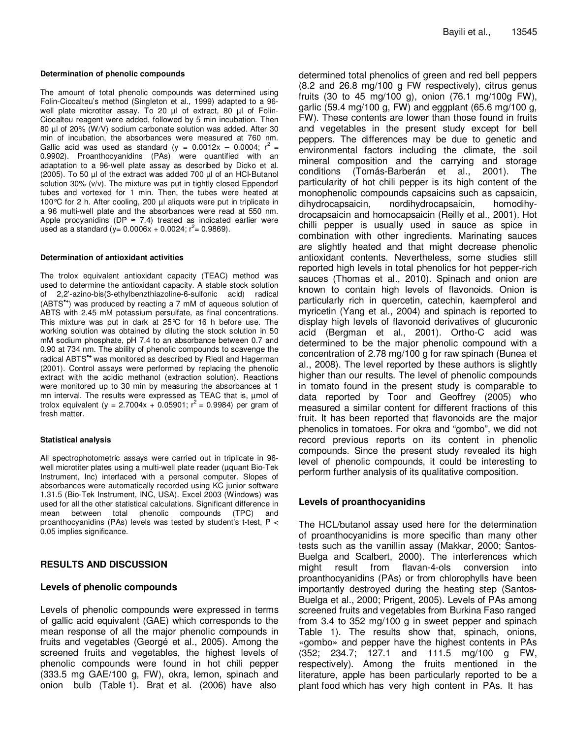#### Determination of phenolic compounds

The amount of total phenolic compounds was determined using Folin-Ciocalteu's method (Singleton et al., 1999) adapted to a 96-well plate microtiter assay. To 20 µl of extract, 80 µl of Folin-Ciocalteu reagent were added, followed by 5 min incubation. Then 80 µl of 20% (W/V) sodium carbonate solution was added. After 30 min of incubation, the absorbances were measured at 760 nm. Gallic acid was used as standard ($y = 0.0012x - 0.0004$; $r^2 = 0.9902$). Proanthocyanidins (PAs) were quantified with an adaptation to a 96-well plate assay as described by Dicko et al. (2005). To 50 µl of the extract was added 700 µl of an HCl-Butanol solution 30% (v/v). The mixture was put in tightly closed Eppendorf tubes and vortexed for 1 min. Then, the tubes were heated at 100°C for 2 h. After cooling, 200 µl aliquots were put in triplicate in a 96 multi-well plate and the absorbances were read at 550 nm. Apple procyanidins (DP ≈ 7.4) treated as indicated earlier were used as a standard ($y= 0.0006x + 0.0024$; $r^2= 0.9869$).

#### Determination of antioxidant activities

The trolox equivalent antioxidant capacity (TEAC) method was used to determine the antioxidant capacity. A stable stock solution of 2,2'-azino-bis(3-ethylbenzthiazoline-6-sulfonic acid) radical ($ABTS^{\bullet+}$) was produced by reacting a 7 mM of aqueous solution of ABTS with 2.45 mM potassium persulfate, as final concentrations. This mixture was put in dark at 25°C for 16 h before use. The working solution was obtained by diluting the stock solution in 50 mM sodium phosphate, pH 7.4 to an absorbance between 0.7 and 0.90 at 734 nm. The ability of phenolic compounds to scavenge the radical $ABTS^{\bullet+}$ was monitored as described by Riedl and Hagerman (2001). Control assays were performed by replacing the phenolic extract with the acidic methanol (extraction solution). Reactions were monitored up to 30 min by measuring the absorbances at 1 mn interval. The results were expressed as TEAC that is, µmol of trolox equivalent ($y = 2.7004x + 0.05901$; $r^2 = 0.9984$) per gram of fresh matter.

#### Statistical analysis

All spectrophotometric assays were carried out in triplicate in 96-well microtiter plates using a multi-well plate reader (µquant Bio-Tek Instrument, Inc) interfaced with a personal computer. Slopes of absorbances were automatically recorded using KC junior software 1.31.5 (Bio-Tek Instrument, INC, USA). Excel 2003 (Windows) was used for all the other statistical calculations. Significant difference in mean between total phenolic compounds (TPC) and proanthocyanidins (PAs) levels was tested by student's t-test, $P < 0.05$ implies significance.

## RESULTS AND DISCUSSION

### Levels of phenolic compounds

Levels of phenolic compounds were expressed in terms of gallic acid equivalent (GAE) which corresponds to the mean response of all the major phenolic compounds in fruits and vegetables (Georgé et al., 2005). Among the screened fruits and vegetables, the highest levels of phenolic compounds were found in hot chili pepper (333.5 mg GAE/100 g, FW), okra, lemon, spinach and onion bulb (Table 1). Brat et al. (2006) have also determined total phenolics of green and red bell peppers (8.2 and 26.8 mg/100 g FW respectively), citrus genus fruits (30 to 45 mg/100 g), onion (76.1 mg/100g FW), garlic (59.4 mg/100 g, FW) and eggplant (65.6 mg/100 g, FW). These contents are lower than those found in fruits and vegetables in the present study except for bell peppers. The differences may be due to genetic and environmental factors including the climate, the soil mineral composition and the carrying and storage conditions (Tomás-Barberán et al., 2001). The particularity of hot chili pepper is its high content of the monophenolic compounds capsaicins such as capsaicin, dihydrocapsaicin, nordihydrocapsaicin, homodihydrocapsaicin and homocapsaicin (Reilly et al., 2001). Hot chilli pepper is usually used in sauce as spice in combination with other ingredients. Marinating sauces are slightly heated and that might decrease phenolic antioxidant contents. Nevertheless, some studies still reported high levels in total phenolics for hot pepper-rich sauces (Thomas et al., 2010). Spinach and onion are known to contain high levels of flavonoids. Onion is particularly rich in quercetin, catechin, kaempferol and myricetin (Yang et al., 2004) and spinach is reported to display high levels of flavonoid derivatives of glucuronic acid (Bergman et al., 2001). Ortho-C acid was determined to be the major phenolic compound with a concentration of 2.78 mg/100 g for raw spinach (Bunea et al., 2008). The level reported by these authors is slightly higher than our results. The level of phenolic compounds in tomato found in the present study is comparable to data reported by Toor and Geoffrey (2005) who measured a similar content for different fractions of this fruit. It has been reported that flavonoids are the major phenolics in tomatoes. For okra and "gombo", we did not record previous reports on its content in phenolic compounds. Since the present study revealed its high level of phenolic compounds, it could be interesting to perform further analysis of its qualitative composition.

### Levels of proanthocyanidins

The HCL/butanol assay used here for the determination of proanthocyanidins is more specific than many other tests such as the vanillin assay (Makkar, 2000; Santos-Buelga and Scalbert, 2000). The interferences which might result from flavan-4-ols conversion into proanthocyanidins (PAs) or from chlorophylls have been importantly destroyed during the heating step (Santos-Buelga et al., 2000; Prigent, 2005). Levels of PAs among screened fruits and vegetables from Burkina Faso ranged from 3.4 to 352 mg/100 g in sweet pepper and spinach Table 1). The results show that, spinach, onions, «gombo» and pepper have the highest contents in PAs (352; 234.7; 127.1 and 111.5 mg/100 g FW, respectively). Among the fruits mentioned in the literature, apple has been particularly reported to be a plant food which has very high content in PAs. It has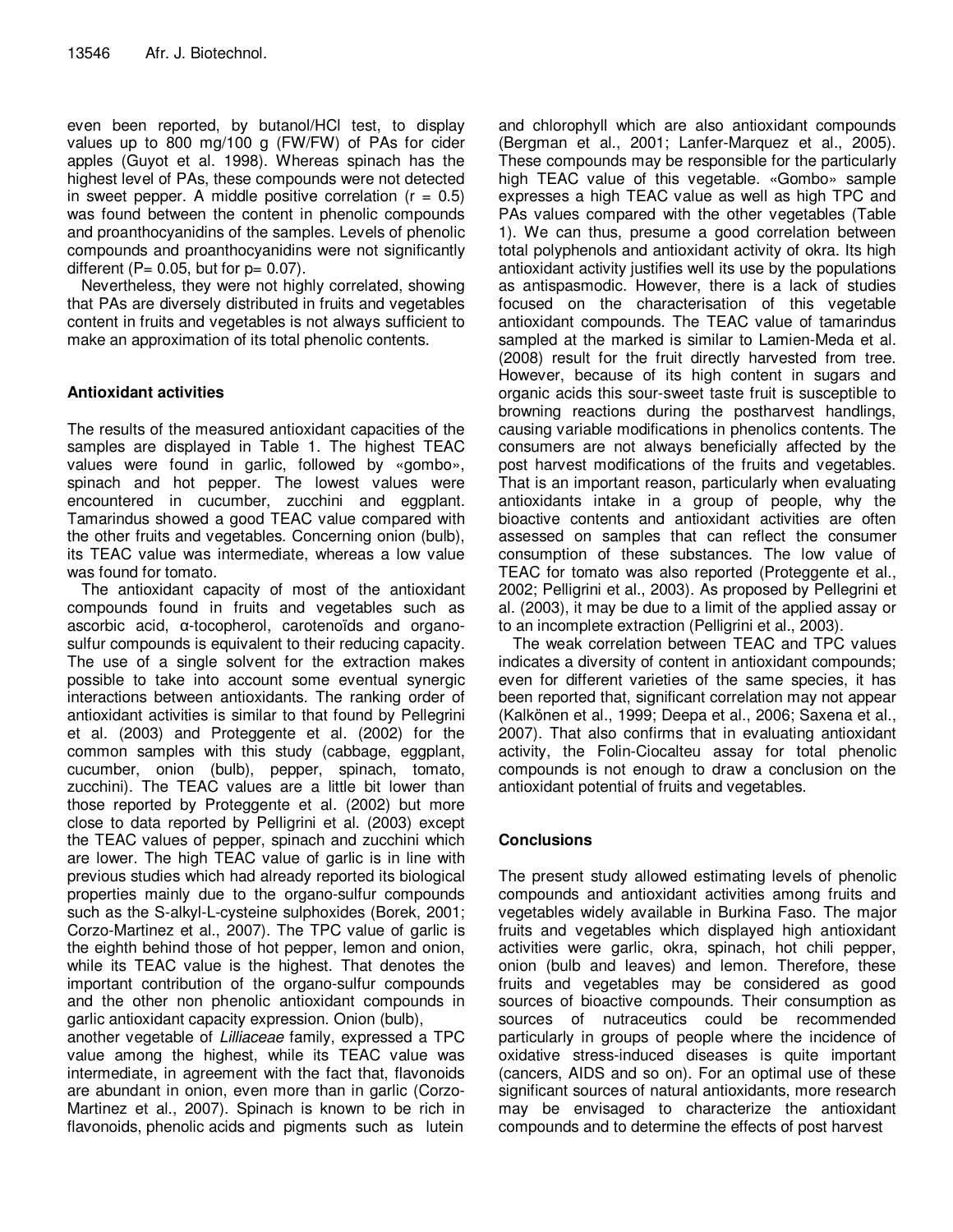even been reported, by butanol/HCl test, to display values up to 800 mg/100 g (FW/FW) of PAs for cider apples (Guyot et al. 1998). Whereas spinach has the highest level of PAs, these compounds were not detected in sweet pepper. A middle positive correlation ($r = 0.5$) was found between the content in phenolic compounds and proanthocyanidins of the samples. Levels of phenolic compounds and proanthocyanidins were not significantly different ($P= 0.05$, but for $p= 0.07$).

Nevertheless, they were not highly correlated, showing that PAs are diversely distributed in fruits and vegetables content in fruits and vegetables is not always sufficient to make an approximation of its total phenolic contents.

## Antioxidant activities

The results of the measured antioxidant capacities of the samples are displayed in Table 1. The highest TEAC values were found in garlic, followed by «gombo», spinach and hot pepper. The lowest values were encountered in cucumber, zucchini and eggplant. Tamarindus showed a good TEAC value compared with the other fruits and vegetables. Concerning onion (bulb), its TEAC value was intermediate, whereas a low value was found for tomato.

The antioxidant capacity of most of the antioxidant compounds found in fruits and vegetables such as ascorbic acid, α-tocopherol, carotenoïds and organo-sulfur compounds is equivalent to their reducing capacity. The use of a single solvent for the extraction makes possible to take into account some eventual synergic interactions between antioxidants. The ranking order of antioxidant activities is similar to that found by Pellegrini et al. (2003) and Proteggente et al. (2002) for the common samples with this study (cabbage, eggplant, cucumber, onion (bulb), pepper, spinach, tomato, zucchini). The TEAC values are a little bit lower than those reported by Proteggente et al. (2002) but more close to data reported by Pelligrini et al. (2003) except the TEAC values of pepper, spinach and zucchini which are lower. The high TEAC value of garlic is in line with previous studies which had already reported its biological properties mainly due to the organo-sulfur compounds such as the S-alkyl-L-cysteine sulphoxides (Borek, 2001; Corzo-Martinez et al., 2007). The TPC value of garlic is the eighth behind those of hot pepper, lemon and onion, while its TEAC value is the highest. That denotes the important contribution of the organo-sulfur compounds and the other non phenolic antioxidant compounds in garlic antioxidant capacity expression. Onion (bulb), another vegetable of *Lilliaceae* family, expressed a TPC value among the highest, while its TEAC value was intermediate, in agreement with the fact that, flavonoids are abundant in onion, even more than in garlic (Corzo-Martinez et al., 2007). Spinach is known to be rich in flavonoids, phenolic acids and pigments such as lutein and chlorophyll which are also antioxidant compounds (Bergman et al., 2001; Lanfer-Marquez et al., 2005). These compounds may be responsible for the particularly high TEAC value of this vegetable. «Gombo» sample expresses a high TEAC value as well as high TPC and PAs values compared with the other vegetables (Table 1). We can thus, presume a good correlation between total polyphenols and antioxidant activity of okra. Its high antioxidant activity justifies well its use by the populations as antispasmodic. However, there is a lack of studies focused on the characterisation of this vegetable antioxidant compounds. The TEAC value of tamarindus sampled at the marked is similar to Lamien-Meda et al. (2008) result for the fruit directly harvested from tree. However, because of its high content in sugars and organic acids this sour-sweet taste fruit is susceptible to browning reactions during the postharvest handlings, causing variable modifications in phenolics contents. The consumers are not always beneficially affected by the post harvest modifications of the fruits and vegetables. That is an important reason, particularly when evaluating antioxidants intake in a group of people, why the bioactive contents and antioxidant activities are often assessed on samples that can reflect the consumer consumption of these substances. The low value of TEAC for tomato was also reported (Proteggente et al., 2002; Pelligrini et al., 2003). As proposed by Pellegrini et al. (2003), it may be due to a limit of the applied assay or to an incomplete extraction (Pelligrini et al., 2003).

The weak correlation between TEAC and TPC values indicates a diversity of content in antioxidant compounds; even for different varieties of the same species, it has been reported that, significant correlation may not appear (Kalkönen et al., 1999; Deepa et al., 2006; Saxena et al., 2007). That also confirms that in evaluating antioxidant activity, the Folin-Ciocalteu assay for total phenolic compounds is not enough to draw a conclusion on the antioxidant potential of fruits and vegetables.

## Conclusions

The present study allowed estimating levels of phenolic compounds and antioxidant activities among fruits and vegetables widely available in Burkina Faso. The major fruits and vegetables which displayed high antioxidant activities were garlic, okra, spinach, hot chili pepper, onion (bulb and leaves) and lemon. Therefore, these fruits and vegetables may be considered as good sources of bioactive compounds. Their consumption as sources of nutraceutics could be recommended particularly in groups of people where the incidence of oxidative stress-induced diseases is quite important (cancers, AIDS and so on). For an optimal use of these significant sources of natural antioxidants, more research may be envisaged to characterize the antioxidant compounds and to determine the effects of post harvest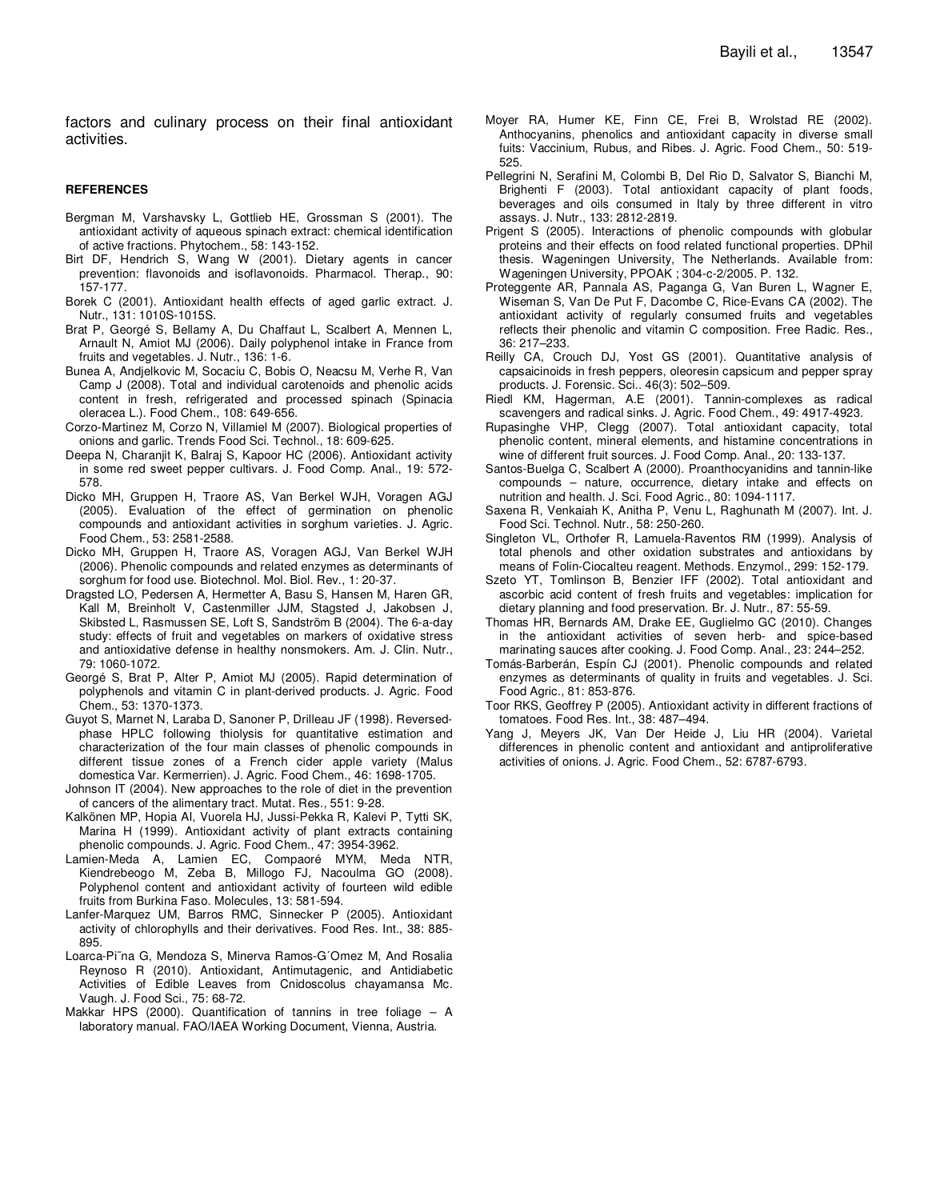factors and culinary process on their final antioxidant activities.

**REFERENCES**

Bergman M, Varshavsky L, Gottlieb HE, Grossman S (2001). The antioxidant activity of aqueous spinach extract: chemical identification of active fractions. Phytochem., 58: 143-152.

Birt DF, Hendrich S, Wang W (2001). Dietary agents in cancer prevention: flavonoids and isoflavonoids. Pharmacol. Therap., 90: 157-177.

Borek C (2001). Antioxidant health effects of aged garlic extract. J. Nutr., 131: 1010S-1015S.

Brat P, Georgé S, Bellamy A, Du Chaffaut L, Scalbert A, Mennen L, Arnault N, Amiot MJ (2006). Daily polyphenol intake in France from fruits and vegetables. J. Nutr., 136: 1-6.

Bunea A, Andjelkovic M, Socaciu C, Bobis O, Neacsu M, Verhe R, Van Camp J (2008). Total and individual carotenoids and phenolic acids content in fresh, refrigerated and processed spinach (Spinacia oleracea L.). Food Chem., 108: 649-656.

Corzo-Martinez M, Corzo N, Villamiel M (2007). Biological properties of onions and garlic. Trends Food Sci. Technol., 18: 609-625.

Deepa N, Charanjit K, Balraj S, Kapoor HC (2006). Antioxidant activity in some red sweet pepper cultivars. J. Food Comp. Anal., 19: 572-578.

Dicko MH, Gruppen H, Traore AS, Van Berkel WJH, Voragen AGJ (2005). Evaluation of the effect of germination on phenolic compounds and antioxidant activities in sorghum varieties. J. Agric. Food Chem., 53: 2581-2588.

Dicko MH, Gruppen H, Traore AS, Voragen AGJ, Van Berkel WJH (2006). Phenolic compounds and related enzymes as determinants of sorghum for food use. Biotechnol. Mol. Biol. Rev., 1: 20-37.

Dragsted LO, Pedersen A, Hermetter A, Basu S, Hansen M, Haren GR, Kall M, Breinholt V, Castenmiller JJM, Stagsted J, Jakobsen J, Skibsted L, Rasmussen SE, Loft S, Sandström B (2004). The 6-a-day study: effects of fruit and vegetables on markers of oxidative stress and antioxidative defense in healthy nonsmokers. Am. J. Clin. Nutr., 79: 1060-1072.

Georgé S, Brat P, Alter P, Amiot MJ (2005). Rapid determination of polyphenols and vitamin C in plant-derived products. J. Agric. Food Chem., 53: 1370-1373.

Guyot S, Marnet N, Laraba D, Sanoner P, Drilleau JF (1998). Reversed-phase HPLC following thiolysis for quantitative estimation and characterization of the four main classes of phenolic compounds in different tissue zones of a French cider apple variety (Malus domestica Var. Kermerrien). J. Agric. Food Chem., 46: 1698-1705.

Johnson IT (2004). New approaches to the role of diet in the prevention of cancers of the alimentary tract. Mutat. Res., 551: 9-28.

Kalkönen MP, Hopia AI, Vuorela HJ, Jussi-Pekka R, Kalevi P, Tytti SK, Marina H (1999). Antioxidant activity of plant extracts containing phenolic compounds. J. Agric. Food Chem., 47: 3954-3962.

Lamien-Meda A, Lamien EC, Compaoré MYM, Meda NTR, Kiendrebeogo M, Zeba B, Millogo FJ, Nacoulma GO (2008). Polyphenol content and antioxidant activity of fourteen wild edible fruits from Burkina Faso. Molecules, 13: 581-594.

Lanfer-Marquez UM, Barros RMC, Sinnecker P (2005). Antioxidant activity of chlorophylls and their derivatives. Food Res. Int., 38: 885-895.

Loarca-Pi˜na G, Mendoza S, Minerva Ramos-G´Omez M, And Rosalia Reynoso R (2010). Antioxidant, Antimutagenic, and Antidiabetic Activities of Edible Leaves from Cnidoscolus chayamansa Mc. Vaugh. J. Food Sci., 75: 68-72.

Makkar HPS (2000). Quantification of tannins in tree foliage – A laboratory manual. FAO/IAEA Working Document, Vienna, Austria.

Moyer RA, Humer KE, Finn CE, Frei B, Wrolstad RE (2002). Anthocyanins, phenolics and antioxidant capacity in diverse small fuits: Vaccinium, Rubus, and Ribes. J. Agric. Food Chem., 50: 519-525.

Pellegrini N, Serafini M, Colombi B, Del Rio D, Salvator S, Bianchi M, Brighenti F (2003). Total antioxidant capacity of plant foods, beverages and oils consumed in Italy by three different in vitro assays. J. Nutr., 133: 2812-2819.

Prigent S (2005). Interactions of phenolic compounds with globular proteins and their effects on food related functional properties. DPhil thesis. Wageningen University, The Netherlands. Available from: Wageningen University, PPOAK ; 304-c-2/2005. P. 132.

Proteggente AR, Pannala AS, Paganga G, Van Buren L, Wagner E, Wiseman S, Van De Put F, Dacombe C, Rice-Evans CA (2002). The antioxidant activity of regularly consumed fruits and vegetables reflects their phenolic and vitamin C composition. Free Radic. Res., 36: 217–233.

Reilly CA, Crouch DJ, Yost GS (2001). Quantitative analysis of capsaicinoids in fresh peppers, oleoresin capsicum and pepper spray products. J. Forensic. Sci.. 46(3): 502–509.

Riedl KM, Hagerman, A.E (2001). Tannin-complexes as radical scavengers and radical sinks. J. Agric. Food Chem., 49: 4917-4923.

Rupasinghe VHP, Clegg (2007). Total antioxidant capacity, total phenolic content, mineral elements, and histamine concentrations in wine of different fruit sources. J. Food Comp. Anal., 20: 133-137.

Santos-Buelga C, Scalbert A (2000). Proanthocyanidins and tannin-like compounds – nature, occurrence, dietary intake and effects on nutrition and health. J. Sci. Food Agric., 80: 1094-1117.

Saxena R, Venkaiah K, Anitha P, Venu L, Raghunath M (2007). Int. J. Food Sci. Technol. Nutr., 58: 250-260.

Singleton VL, Orthofer R, Lamuela-Raventos RM (1999). Analysis of total phenols and other oxidation substrates and antioxidans by means of Folin-Ciocalteu reagent. Methods. Enzymol., 299: 152-179.

Szeto YT, Tomlinson B, Benzier IFF (2002). Total antioxidant and ascorbic acid content of fresh fruits and vegetables: implication for dietary planning and food preservation. Br. J. Nutr., 87: 55-59.

Thomas HR, Bernards AM, Drake EE, Guglielmo GC (2010). Changes in the antioxidant activities of seven herb- and spice-based marinating sauces after cooking. J. Food Comp. Anal., 23: 244–252.

Tomás-Barberán, Espín CJ (2001). Phenolic compounds and related enzymes as determinants of quality in fruits and vegetables. J. Sci. Food Agric., 81: 853-876.

Toor RKS, Geoffrey P (2005). Antioxidant activity in different fractions of tomatoes. Food Res. Int., 38: 487–494.

Yang J, Meyers JK, Van Der Heide J, Liu HR (2004). Varietal differences in phenolic content and antioxidant and antiproliferative activities of onions. J. Agric. Food Chem., 52: 6787-6793.